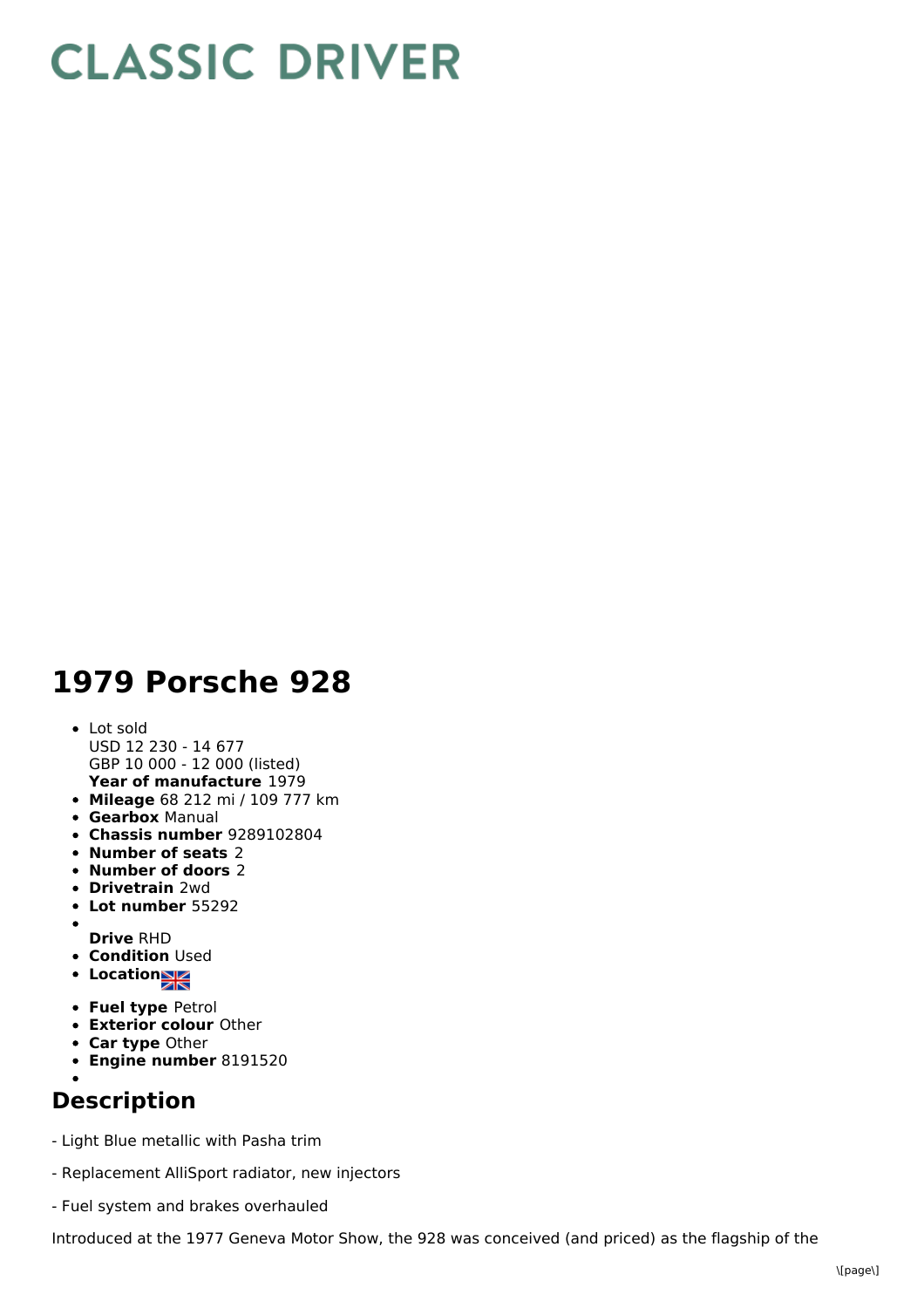# CLASSIC DRIVER

# 1979 Porsche 928

- Lot sold
  USD 12 230 - 14 677
  GBP 10 000 - 12 000 (listed)
  **Year of manufacture** 1979
- **Mileage** 68 212 mi / 109 777 km
- **Gearbox** Manual
- **Chassis number** 9289102804
- **Number of seats** 2
- **Number of doors** 2
- **Drivetrain** 2wd
- **Lot number** 55292
- **Drive** RHD
- **Condition** Used
- **Location**
- **Fuel type** Petrol
- **Exterior colour** Other
- **Car type** Other
- **Engine number** 8191520

## Description

- Light Blue metallic with Pasha trim

- Replacement AlliSport radiator, new injectors

- Fuel system and brakes overhauled

Introduced at the 1977 Geneva Motor Show, the 928 was conceived (and priced) as the flagship of the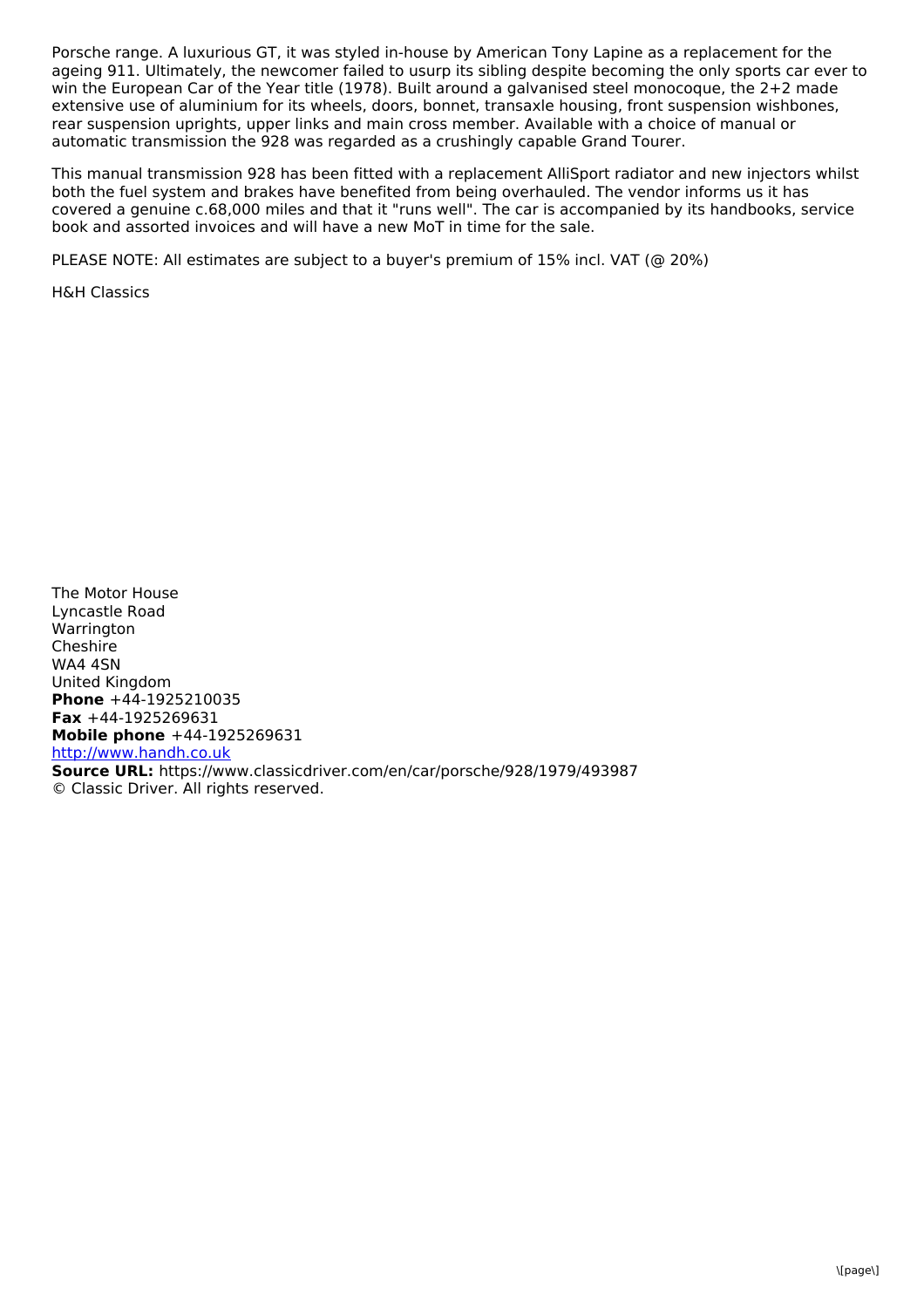Porsche range. A luxurious GT, it was styled in-house by American Tony Lapine as a replacement for the ageing 911. Ultimately, the newcomer failed to usurp its sibling despite becoming the only sports car ever to win the European Car of the Year title (1978). Built around a galvanised steel monocoque, the 2+2 made extensive use of aluminium for its wheels, doors, bonnet, transaxle housing, front suspension wishbones, rear suspension uprights, upper links and main cross member. Available with a choice of manual or automatic transmission the 928 was regarded as a crushingly capable Grand Tourer.

This manual transmission 928 has been fitted with a replacement AlliSport radiator and new injectors whilst both the fuel system and brakes have benefited from being overhauled. The vendor informs us it has covered a genuine c.68,000 miles and that it "runs well". The car is accompanied by its handbooks, service book and assorted invoices and will have a new MoT in time for the sale.

PLEASE NOTE: All estimates are subject to a buyer's premium of 15% incl. VAT (@ 20%)

H&H Classics

The Motor House
Lyncastle Road
Warrington
Cheshire
WA4 4SN
United Kingdom
**Phone** +44-1925210035
**Fax** +44-1925269631
**Mobile phone** +44-1925269631
[http://www.handh.co.uk](http://www.handh.co.uk)
**Source URL:** https://www.classicdriver.com/en/car/porsche/928/1979/493987
© Classic Driver. All rights reserved.